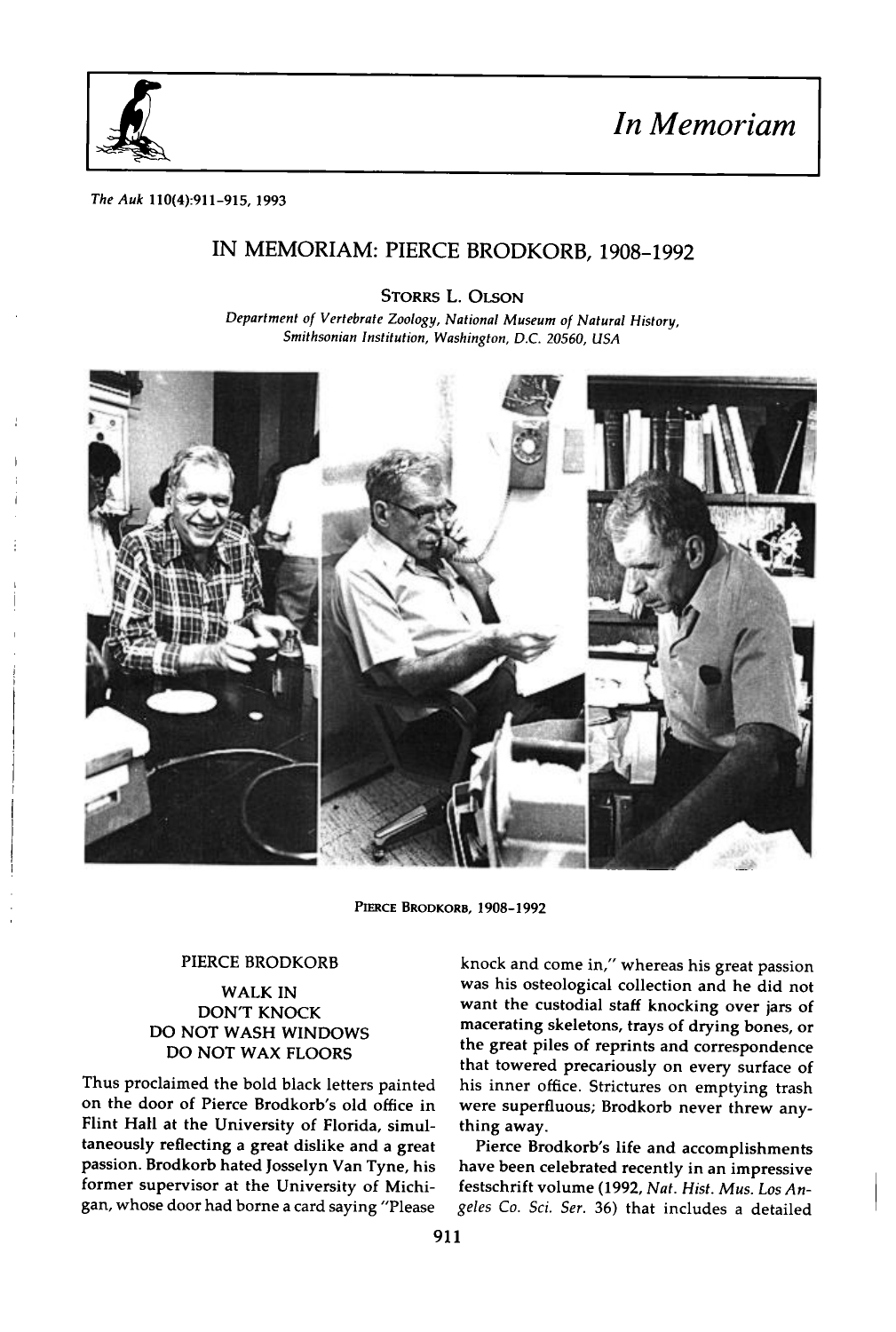# In Memoriam

# IN MEMORIAM: PIERCE BRODKORB, 1908–1992

STORRS L. OLSON

*Department of Vertebrate Zoology, National Museum of Natural History, Smithsonian Institution, Washington, D.C. 20560, USA*

PIERCE BRODKORB, 1908–1992

PIERCE BRODKORB
WALK IN
DON'T KNOCK
DO NOT WASH WINDOWS
DO NOT WAX FLOORS

Thus proclaimed the bold black letters painted on the door of Pierce Brodkorb's old office in Flint Hall at the University of Florida, simultaneously reflecting a great dislike and a great passion. Brodkorb hated Josselyn Van Tyne, his former supervisor at the University of Michigan, whose door had borne a card saying "Please knock and come in," whereas his great passion was his osteological collection and he did not want the custodial staff knocking over jars of macerating skeletons, trays of drying bones, or the great piles of reprints and correspondence that towered precariously on every surface of his inner office. Strictures on emptying trash were superfluous; Brodkorb never threw anything away.

Pierce Brodkorb's life and accomplishments have been celebrated recently in an impressive festschrift volume (1992, *Nat. Hist. Mus. Los Angeles Co. Sci. Ser.* 36) that includes a detailed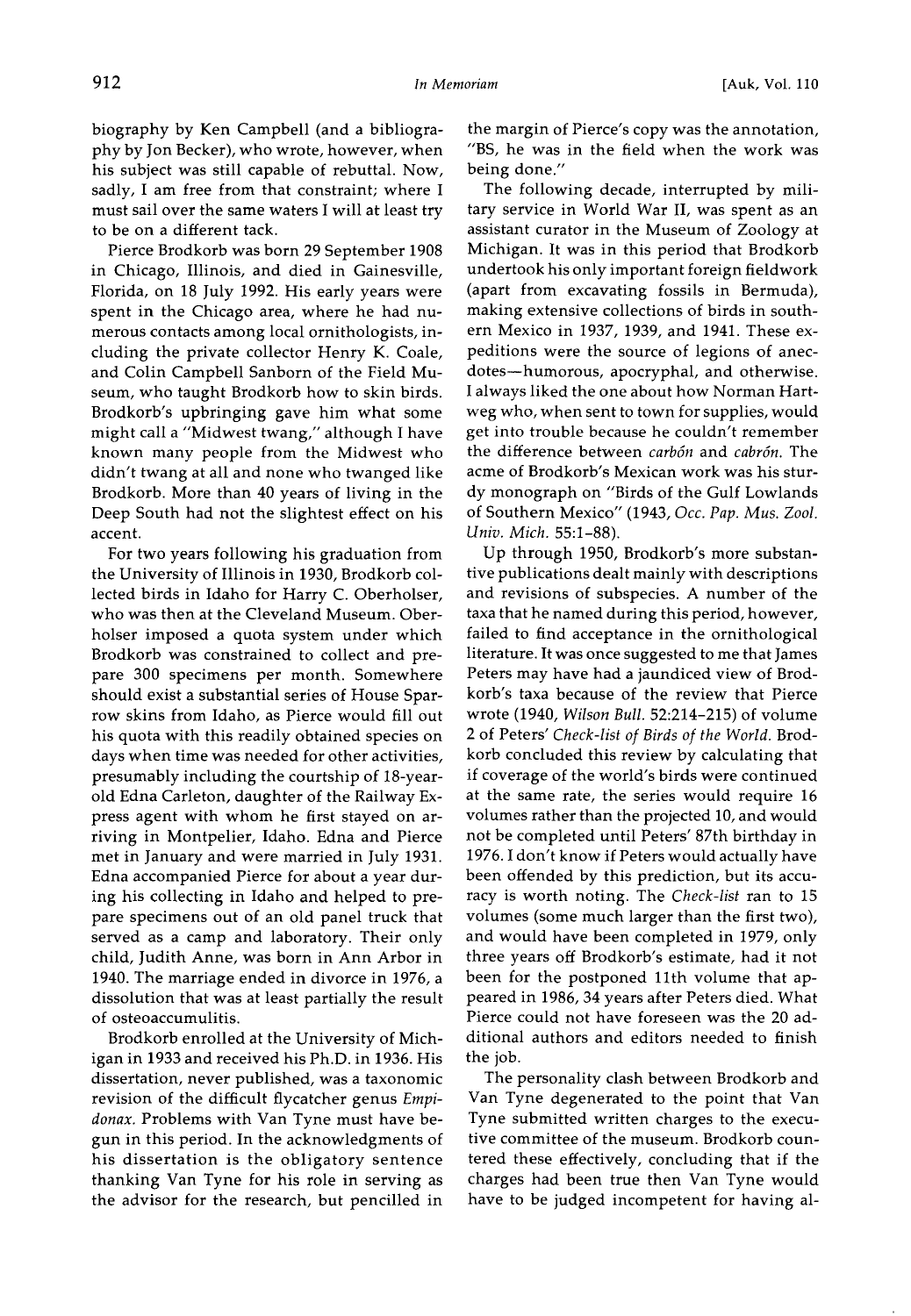biography by Ken Campbell (and a bibliography by Jon Becker), who wrote, however, when his subject was still capable of rebuttal. Now, sadly, I am free from that constraint; where I must sail over the same waters I will at least try to be on a different tack.

Pierce Brodkorb was born 29 September 1908 in Chicago, Illinois, and died in Gainesville, Florida, on 18 July 1992. His early years were spent in the Chicago area, where he had numerous contacts among local ornithologists, including the private collector Henry K. Coale, and Colin Campbell Sanborn of the Field Museum, who taught Brodkorb how to skin birds. Brodkorb's upbringing gave him what some might call a "Midwest twang," although I have known many people from the Midwest who didn't twang at all and none who twanged like Brodkorb. More than 40 years of living in the Deep South had not the slightest effect on his accent.

For two years following his graduation from the University of Illinois in 1930, Brodkorb collected birds in Idaho for Harry C. Oberholser, who was then at the Cleveland Museum. Oberholser imposed a quota system under which Brodkorb was constrained to collect and prepare 300 specimens per month. Somewhere should exist a substantial series of House Sparrow skins from Idaho, as Pierce would fill out his quota with this readily obtained species on days when time was needed for other activities, presumably including the courtship of 18-year-old Edna Carleton, daughter of the Railway Express agent with whom he first stayed on arriving in Montpelier, Idaho. Edna and Pierce met in January and were married in July 1931. Edna accompanied Pierce for about a year during his collecting in Idaho and helped to prepare specimens out of an old panel truck that served as a camp and laboratory. Their only child, Judith Anne, was born in Ann Arbor in 1940. The marriage ended in divorce in 1976, a dissolution that was at least partially the result of osteoaccumulitis.

Brodkorb enrolled at the University of Michigan in 1933 and received his Ph.D. in 1936. His dissertation, never published, was a taxonomic revision of the difficult flycatcher genus *Empidonax*. Problems with Van Tyne must have begun in this period. In the acknowledgments of his dissertation is the obligatory sentence thanking Van Tyne for his role in serving as the advisor for the research, but pencilled in the margin of Pierce's copy was the annotation, "BS, he was in the field when the work was being done."

The following decade, interrupted by military service in World War II, was spent as an assistant curator in the Museum of Zoology at Michigan. It was in this period that Brodkorb undertook his only important foreign fieldwork (apart from excavating fossils in Bermuda), making extensive collections of birds in southern Mexico in 1937, 1939, and 1941. These expeditions were the source of legions of anecdotes—humorous, apocryphal, and otherwise. I always liked the one about how Norman Hartweg who, when sent to town for supplies, would get into trouble because he couldn't remember the difference between *carbón* and *cabrón*. The acme of Brodkorb's Mexican work was his sturdy monograph on "Birds of the Gulf Lowlands of Southern Mexico" (1943, *Occ. Pap. Mus. Zool. Univ. Mich.* 55:1–88).

Up through 1950, Brodkorb's more substantive publications dealt mainly with descriptions and revisions of subspecies. A number of the taxa that he named during this period, however, failed to find acceptance in the ornithological literature. It was once suggested to me that James Peters may have had a jaundiced view of Brodkorb's taxa because of the review that Pierce wrote (1940, *Wilson Bull.* 52:214–215) of volume 2 of Peters' *Check-list of Birds of the World*. Brodkorb concluded this review by calculating that if coverage of the world's birds were continued at the same rate, the series would require 16 volumes rather than the projected 10, and would not be completed until Peters' 87th birthday in 1976. I don't know if Peters would actually have been offended by this prediction, but its accuracy is worth noting. The *Check-list* ran to 15 volumes (some much larger than the first two), and would have been completed in 1979, only three years off Brodkorb's estimate, had it not been for the postponed 11th volume that appeared in 1986, 34 years after Peters died. What Pierce could not have foreseen was the 20 additional authors and editors needed to finish the job.

The personality clash between Brodkorb and Van Tyne degenerated to the point that Van Tyne submitted written charges to the executive committee of the museum. Brodkorb countered these effectively, concluding that if the charges had been true then Van Tyne would have to be judged incompetent for having al-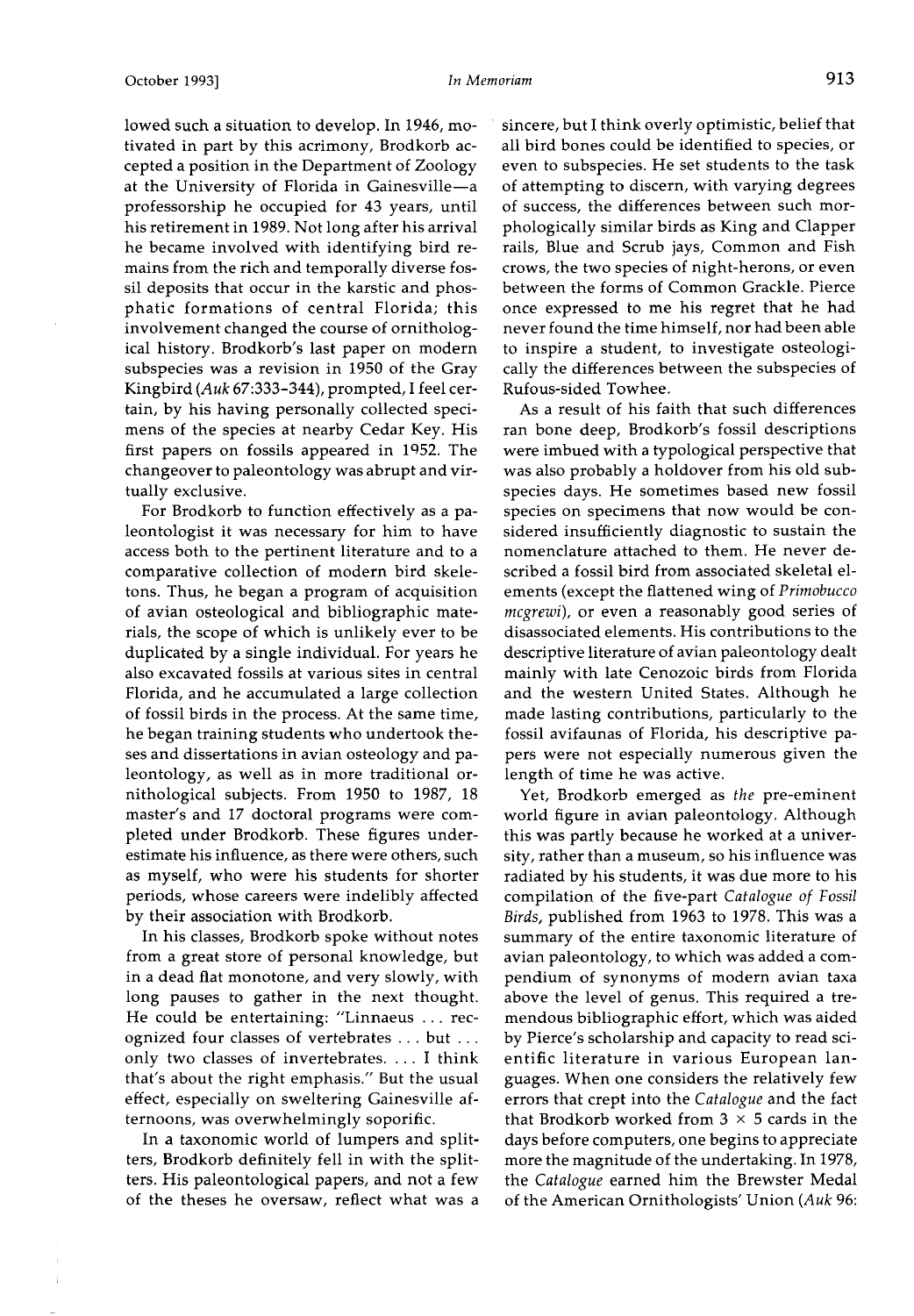lowed such a situation to develop. In 1946, motivated in part by this acrimony, Brodkorb accepted a position in the Department of Zoology at the University of Florida in Gainesville—a professorship he occupied for 43 years, until his retirement in 1989. Not long after his arrival he became involved with identifying bird remains from the rich and temporally diverse fossil deposits that occur in the karstic and phosphatic formations of central Florida; this involvement changed the course of ornithological history. Brodkorb's last paper on modern subspecies was a revision in 1950 of the Gray Kingbird (*Auk* 67:333–344), prompted, I feel certain, by his having personally collected specimens of the species at nearby Cedar Key. His first papers on fossils appeared in 1952. The changeover to paleontology was abrupt and virtually exclusive.

For Brodkorb to function effectively as a paleontologist it was necessary for him to have access both to the pertinent literature and to a comparative collection of modern bird skeletons. Thus, he began a program of acquisition of avian osteological and bibliographic materials, the scope of which is unlikely ever to be duplicated by a single individual. For years he also excavated fossils at various sites in central Florida, and he accumulated a large collection of fossil birds in the process. At the same time, he began training students who undertook theses and dissertations in avian osteology and paleontology, as well as in more traditional ornithological subjects. From 1950 to 1987, 18 master's and 17 doctoral programs were completed under Brodkorb. These figures underestimate his influence, as there were others, such as myself, who were his students for shorter periods, whose careers were indelibly affected by their association with Brodkorb.

In his classes, Brodkorb spoke without notes from a great store of personal knowledge, but in a dead flat monotone, and very slowly, with long pauses to gather in the next thought. He could be entertaining: "Linnaeus . . . recognized four classes of vertebrates . . . but . . . only two classes of invertebrates. . . . I think that's about the right emphasis." But the usual effect, especially on sweltering Gainesville afternoons, was overwhelmingly soporific.

In a taxonomic world of lumpers and splitters, Brodkorb definitely fell in with the splitters. His paleontological papers, and not a few of the theses he oversaw, reflect what was a sincere, but I think overly optimistic, belief that all bird bones could be identified to species, or even to subspecies. He set students to the task of attempting to discern, with varying degrees of success, the differences between such morphologically similar birds as King and Clapper rails, Blue and Scrub jays, Common and Fish crows, the two species of night-herons, or even between the forms of Common Grackle. Pierce once expressed to me his regret that he had never found the time himself, nor had been able to inspire a student, to investigate osteologically the differences between the subspecies of Rufous-sided Towhee.

As a result of his faith that such differences ran bone deep, Brodkorb's fossil descriptions were imbued with a typological perspective that was also probably a holdover from his old subspecies days. He sometimes based new fossil species on specimens that now would be considered insufficiently diagnostic to sustain the nomenclature attached to them. He never described a fossil bird from associated skeletal elements (except the flattened wing of *Primobucco mcgrewi*), or even a reasonably good series of disassociated elements. His contributions to the descriptive literature of avian paleontology dealt mainly with late Cenozoic birds from Florida and the western United States. Although he made lasting contributions, particularly to the fossil avifaunas of Florida, his descriptive papers were not especially numerous given the length of time he was active.

Yet, Brodkorb emerged as *the* pre-eminent world figure in avian paleontology. Although this was partly because he worked at a university, rather than a museum, so his influence was radiated by his students, it was due more to his compilation of the five-part *Catalogue of Fossil Birds*, published from 1963 to 1978. This was a summary of the entire taxonomic literature of avian paleontology, to which was added a compendium of synonyms of modern avian taxa above the level of genus. This required a tremendous bibliographic effort, which was aided by Pierce's scholarship and capacity to read scientific literature in various European languages. When one considers the relatively few errors that crept into the *Catalogue* and the fact that Brodkorb worked from $3 \times 5$ cards in the days before computers, one begins to appreciate more the magnitude of the undertaking. In 1978, the *Catalogue* earned him the Brewster Medal of the American Ornithologists' Union (*Auk* 96: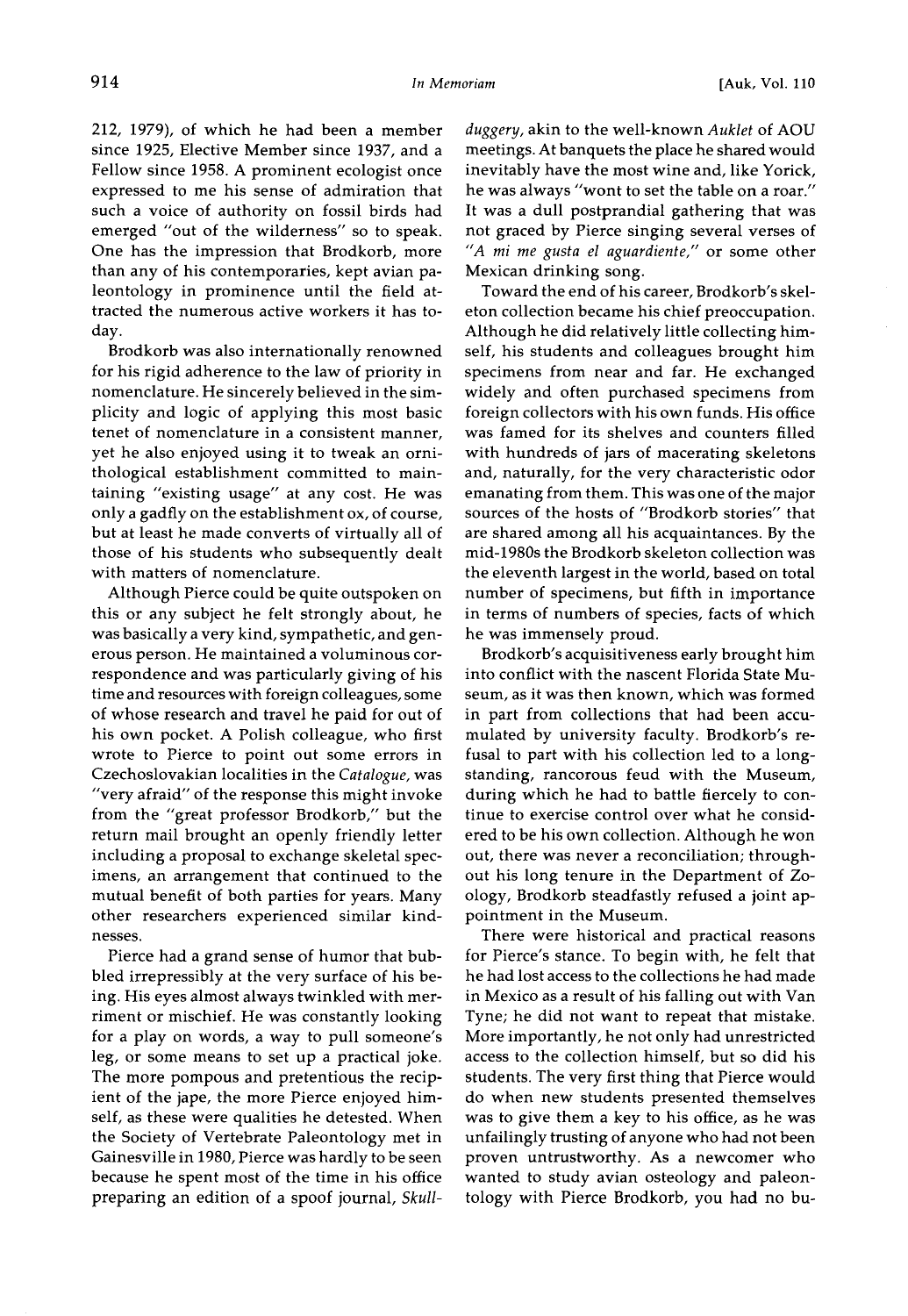212, 1979), of which he had been a member since 1925, Elective Member since 1937, and a Fellow since 1958. A prominent ecologist once expressed to me his sense of admiration that such a voice of authority on fossil birds had emerged "out of the wilderness" so to speak. One has the impression that Brodkorb, more than any of his contemporaries, kept avian paleontology in prominence until the field attracted the numerous active workers it has today.

Brodkorb was also internationally renowned for his rigid adherence to the law of priority in nomenclature. He sincerely believed in the simplicity and logic of applying this most basic tenet of nomenclature in a consistent manner, yet he also enjoyed using it to tweak an ornithological establishment committed to maintaining "existing usage" at any cost. He was only a gadfly on the establishment ox, of course, but at least he made converts of virtually all of those of his students who subsequently dealt with matters of nomenclature.

Although Pierce could be quite outspoken on this or any subject he felt strongly about, he was basically a very kind, sympathetic, and generous person. He maintained a voluminous correspondence and was particularly giving of his time and resources with foreign colleagues, some of whose research and travel he paid for out of his own pocket. A Polish colleague, who first wrote to Pierce to point out some errors in Czechoslovakian localities in the *Catalogue*, was "very afraid" of the response this might invoke from the "great professor Brodkorb," but the return mail brought an openly friendly letter including a proposal to exchange skeletal specimens, an arrangement that continued to the mutual benefit of both parties for years. Many other researchers experienced similar kindnesses.

Pierce had a grand sense of humor that bubbled irrepressibly at the very surface of his being. His eyes almost always twinkled with merriment or mischief. He was constantly looking for a play on words, a way to pull someone's leg, or some means to set up a practical joke. The more pompous and pretentious the recipient of the jape, the more Pierce enjoyed himself, as these were qualities he detested. When the Society of Vertebrate Paleontology met in Gainesville in 1980, Pierce was hardly to be seen because he spent most of the time in his office preparing an edition of a spoof journal, *Skullduggery*, akin to the well-known *Auklet* of AOU meetings. At banquets the place he shared would inevitably have the most wine and, like Yorick, he was always "wont to set the table on a roar." It was a dull postprandial gathering that was not graced by Pierce singing several verses of "*A mi me gusta el aguardiente*," or some other Mexican drinking song.

Toward the end of his career, Brodkorb's skeleton collection became his chief preoccupation. Although he did relatively little collecting himself, his students and colleagues brought him specimens from near and far. He exchanged widely and often purchased specimens from foreign collectors with his own funds. His office was famed for its shelves and counters filled with hundreds of jars of macerating skeletons and, naturally, for the very characteristic odor emanating from them. This was one of the major sources of the hosts of "Brodkorb stories" that are shared among all his acquaintances. By the mid-1980s the Brodkorb skeleton collection was the eleventh largest in the world, based on total number of specimens, but fifth in importance in terms of numbers of species, facts of which he was immensely proud.

Brodkorb's acquisitiveness early brought him into conflict with the nascent Florida State Museum, as it was then known, which was formed in part from collections that had been accumulated by university faculty. Brodkorb's refusal to part with his collection led to a longstanding, rancorous feud with the Museum, during which he had to battle fiercely to continue to exercise control over what he considered to be his own collection. Although he won out, there was never a reconciliation; throughout his long tenure in the Department of Zoology, Brodkorb steadfastly refused a joint appointment in the Museum.

There were historical and practical reasons for Pierce's stance. To begin with, he felt that he had lost access to the collections he had made in Mexico as a result of his falling out with Van Tyne; he did not want to repeat that mistake. More importantly, he not only had unrestricted access to the collection himself, but so did his students. The very first thing that Pierce would do when new students presented themselves was to give them a key to his office, as he was unfailingly trusting of anyone who had not been proven untrustworthy. As a newcomer who wanted to study avian osteology and paleontology with Pierce Brodkorb, you had no bu-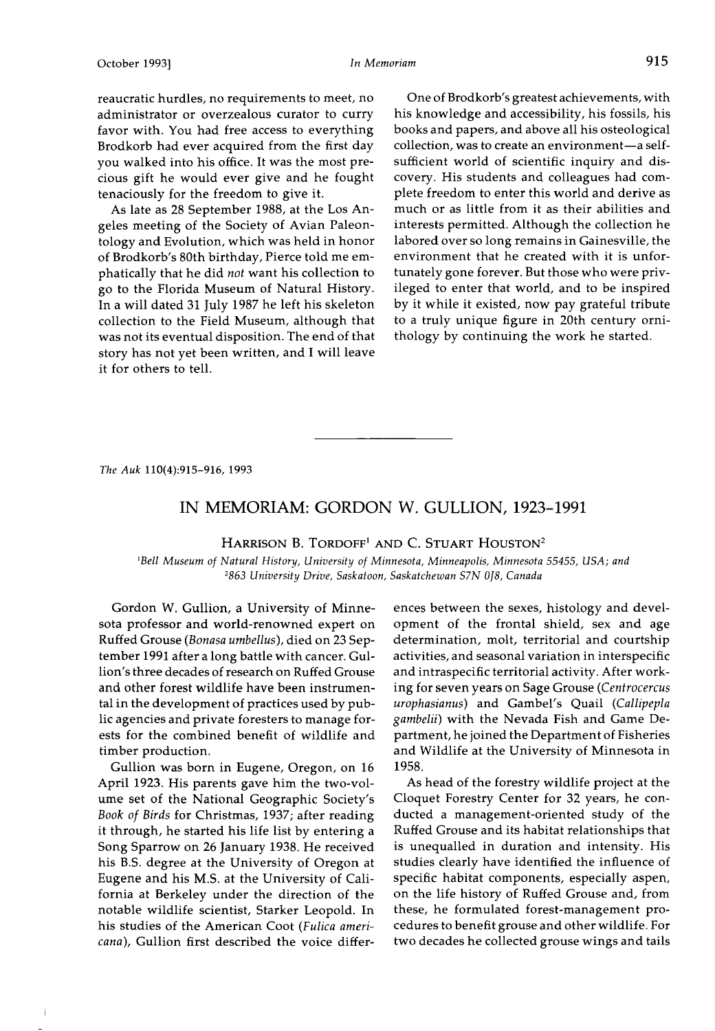reaucratic hurdles, no requirements to meet, no administrator or overzealous curator to curry favor with. You had free access to everything Brodkorb had ever acquired from the first day you walked into his office. It was the most precious gift he would ever give and he fought tenaciously for the freedom to give it.

As late as 28 September 1988, at the Los Angeles meeting of the Society of Avian Paleontology and Evolution, which was held in honor of Brodkorb's 80th birthday, Pierce told me emphatically that he did *not* want his collection to go to the Florida Museum of Natural History. In a will dated 31 July 1987 he left his skeleton collection to the Field Museum, although that was not its eventual disposition. The end of that story has not yet been written, and I will leave it for others to tell.

One of Brodkorb's greatest achievements, with his knowledge and accessibility, his fossils, his books and papers, and above all his osteological collection, was to create an environment—a self-sufficient world of scientific inquiry and discovery. His students and colleagues had complete freedom to enter this world and derive as much or as little from it as their abilities and interests permitted. Although the collection he labored over so long remains in Gainesville, the environment that he created with it is unfortunately gone forever. But those who were privileged to enter that world, and to be inspired by it while it existed, now pay grateful tribute to a truly unique figure in 20th century ornithology by continuing the work he started.

---

*The Auk* 110(4):915–916, 1993

# IN MEMORIAM: GORDON W. GULLION, 1923–1991

HARRISON B. TORDOFF[1] AND C. STUART HOUSTON[2]

[1]*Bell Museum of Natural History, University of Minnesota, Minneapolis, Minnesota 55455, USA; and*
[2]*863 University Drive, Saskatoon, Saskatchewan S7N 0J8, Canada*

Gordon W. Gullion, a University of Minnesota professor and world-renowned expert on Ruffed Grouse (*Bonasa umbellus*), died on 23 September 1991 after a long battle with cancer. Gullion's three decades of research on Ruffed Grouse and other forest wildlife have been instrumental in the development of practices used by public agencies and private foresters to manage forests for the combined benefit of wildlife and timber production.

Gullion was born in Eugene, Oregon, on 16 April 1923. His parents gave him the two-volume set of the National Geographic Society's *Book of Birds* for Christmas, 1937; after reading it through, he started his life list by entering a Song Sparrow on 26 January 1938. He received his B.S. degree at the University of Oregon at Eugene and his M.S. at the University of California at Berkeley under the direction of the notable wildlife scientist, Starker Leopold. In his studies of the American Coot (*Fulica americana*), Gullion first described the voice differences between the sexes, histology and development of the frontal shield, sex and age determination, molt, territorial and courtship activities, and seasonal variation in interspecific and intraspecific territorial activity. After working for seven years on Sage Grouse (*Centrocercus urophasianus*) and Gambel's Quail (*Callipepla gambelii*) with the Nevada Fish and Game Department, he joined the Department of Fisheries and Wildlife at the University of Minnesota in 1958.

As head of the forestry wildlife project at the Cloquet Forestry Center for 32 years, he conducted a management-oriented study of the Ruffed Grouse and its habitat relationships that is unequalled in duration and intensity. His studies clearly have identified the influence of specific habitat components, especially aspen, on the life history of Ruffed Grouse and, from these, he formulated forest-management procedures to benefit grouse and other wildlife. For two decades he collected grouse wings and tails